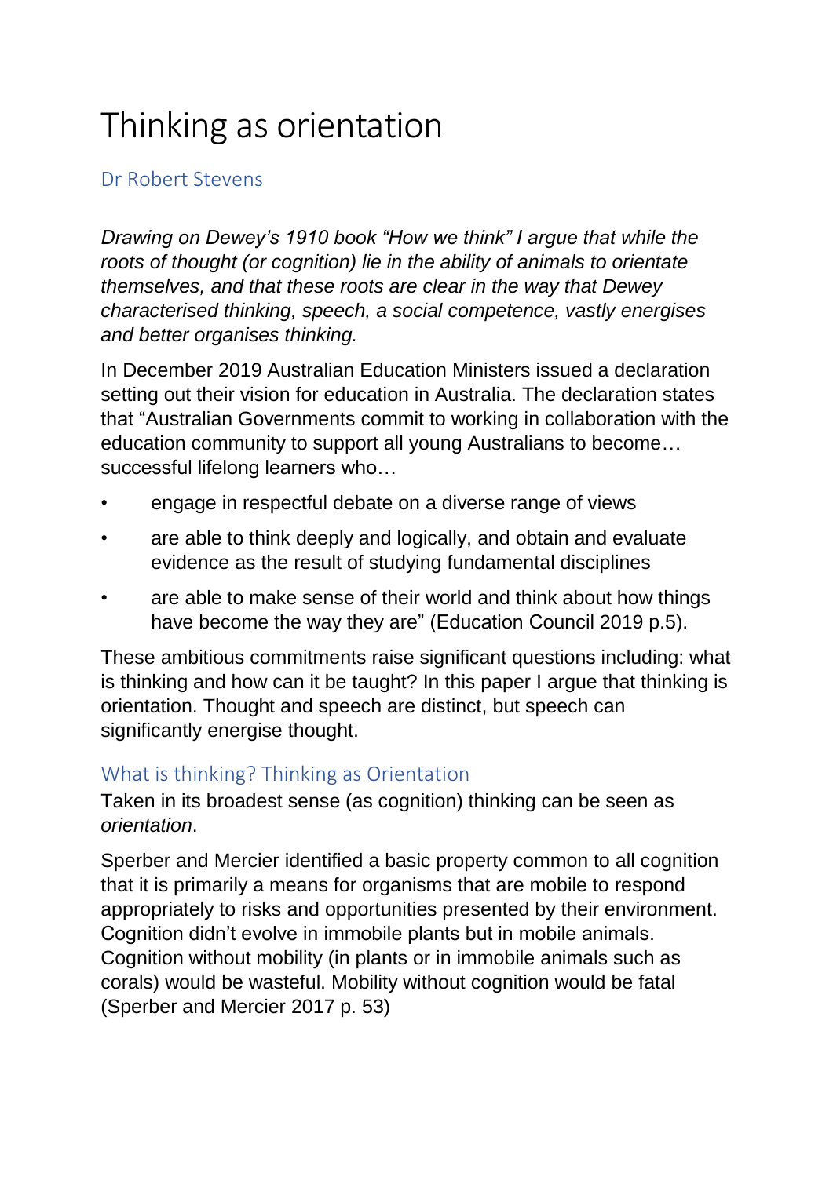# Thinking as orientation

Dr Robert Stevens

*Drawing on Dewey's 1910 book "How we think" I argue that while the roots of thought (or cognition) lie in the ability of animals to orientate themselves, and that these roots are clear in the way that Dewey characterised thinking, speech, a social competence, vastly energises and better organises thinking.*

In December 2019 Australian Education Ministers issued a declaration setting out their vision for education in Australia. The declaration states that "Australian Governments commit to working in collaboration with the education community to support all young Australians to become… successful lifelong learners who…

- engage in respectful debate on a diverse range of views
- are able to think deeply and logically, and obtain and evaluate evidence as the result of studying fundamental disciplines
- are able to make sense of their world and think about how things have become the way they are" (Education Council 2019 p.5).

These ambitious commitments raise significant questions including: what is thinking and how can it be taught? In this paper I argue that thinking is orientation. Thought and speech are distinct, but speech can significantly energise thought.

## What is thinking? Thinking as Orientation

Taken in its broadest sense (as cognition) thinking can be seen as *orientation*.

Sperber and Mercier identified a basic property common to all cognition that it is primarily a means for organisms that are mobile to respond appropriately to risks and opportunities presented by their environment. Cognition didn't evolve in immobile plants but in mobile animals. Cognition without mobility (in plants or in immobile animals such as corals) would be wasteful. Mobility without cognition would be fatal (Sperber and Mercier 2017 p. 53)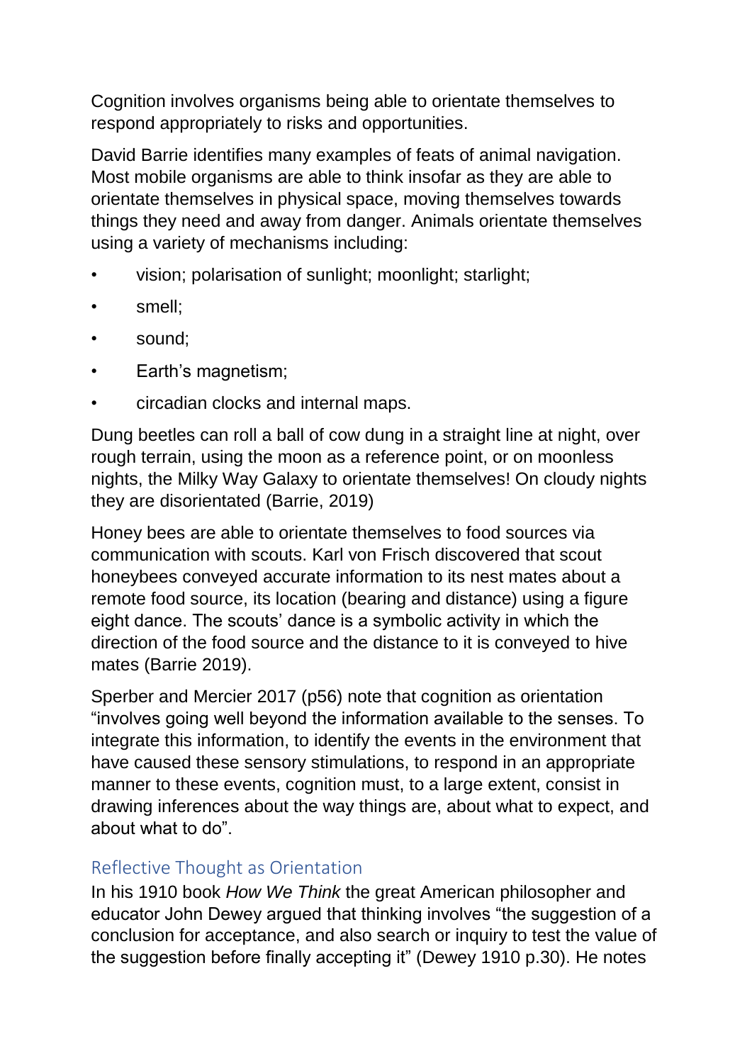Cognition involves organisms being able to orientate themselves to respond appropriately to risks and opportunities.

David Barrie identifies many examples of feats of animal navigation. Most mobile organisms are able to think insofar as they are able to orientate themselves in physical space, moving themselves towards things they need and away from danger. Animals orientate themselves using a variety of mechanisms including:

- vision; polarisation of sunlight; moonlight; starlight;
- smell;
- sound;
- Earth's magnetism;
- circadian clocks and internal maps.

Dung beetles can roll a ball of cow dung in a straight line at night, over rough terrain, using the moon as a reference point, or on moonless nights, the Milky Way Galaxy to orientate themselves! On cloudy nights they are disorientated (Barrie, 2019)

Honey bees are able to orientate themselves to food sources via communication with scouts. Karl von Frisch discovered that scout honeybees conveyed accurate information to its nest mates about a remote food source, its location (bearing and distance) using a figure eight dance. The scouts' dance is a symbolic activity in which the direction of the food source and the distance to it is conveyed to hive mates (Barrie 2019).

Sperber and Mercier 2017 (p56) note that cognition as orientation "involves going well beyond the information available to the senses. To integrate this information, to identify the events in the environment that have caused these sensory stimulations, to respond in an appropriate manner to these events, cognition must, to a large extent, consist in drawing inferences about the way things are, about what to expect, and about what to do".

## Reflective Thought as Orientation

In his 1910 book *How We Think* the great American philosopher and educator John Dewey argued that thinking involves "the suggestion of a conclusion for acceptance, and also search or inquiry to test the value of the suggestion before finally accepting it" (Dewey 1910 p.30). He notes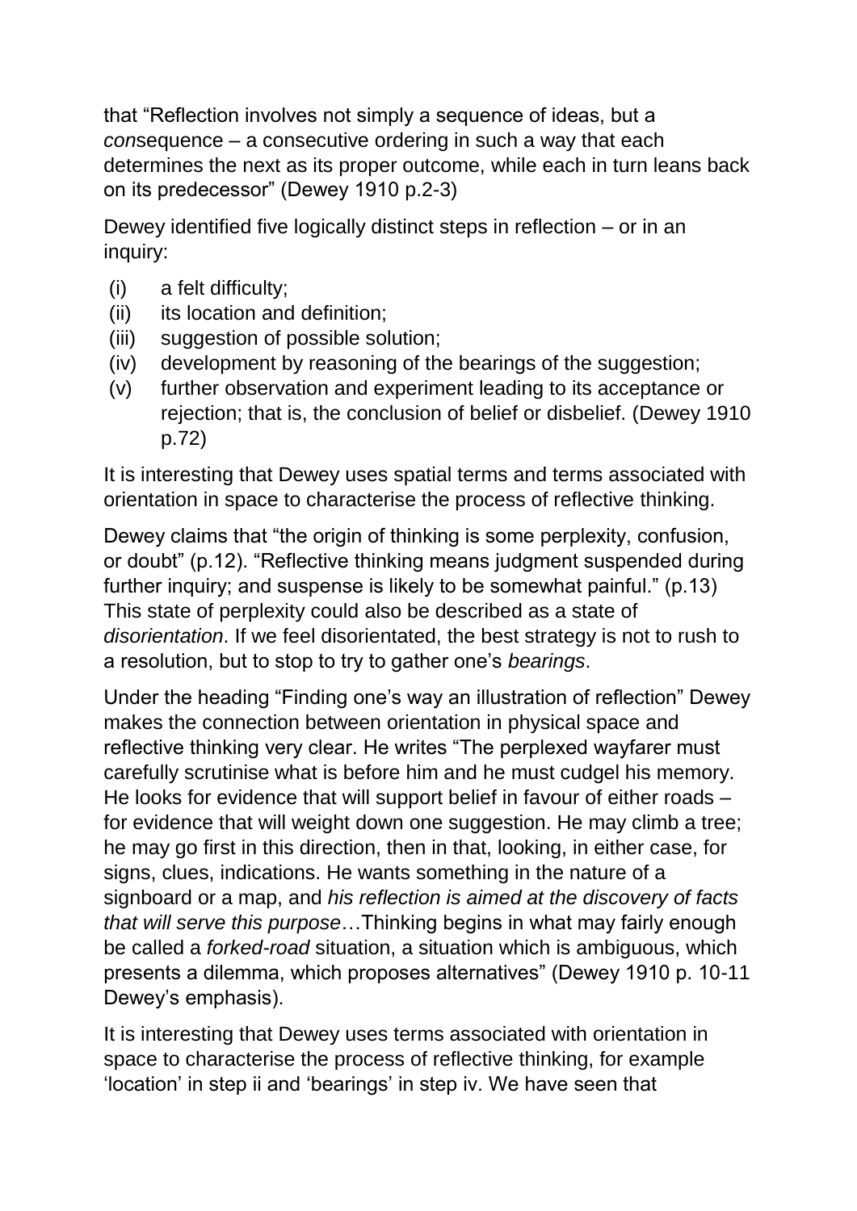that "Reflection involves not simply a sequence of ideas, but a *con*sequence – a consecutive ordering in such a way that each determines the next as its proper outcome, while each in turn leans back on its predecessor" (Dewey 1910 p.2-3)

Dewey identified five logically distinct steps in reflection – or in an inquiry:

(i) a felt difficulty;
(ii) its location and definition;
(iii) suggestion of possible solution;
(iv) development by reasoning of the bearings of the suggestion;
(v) further observation and experiment leading to its acceptance or rejection; that is, the conclusion of belief or disbelief. (Dewey 1910 p.72)

It is interesting that Dewey uses spatial terms and terms associated with orientation in space to characterise the process of reflective thinking.

Dewey claims that "the origin of thinking is some perplexity, confusion, or doubt" (p.12). "Reflective thinking means judgment suspended during further inquiry; and suspense is likely to be somewhat painful." (p.13) This state of perplexity could also be described as a state of *disorientation*. If we feel disorientated, the best strategy is not to rush to a resolution, but to stop to try to gather one's *bearings*.

Under the heading "Finding one's way an illustration of reflection" Dewey makes the connection between orientation in physical space and reflective thinking very clear. He writes "The perplexed wayfarer must carefully scrutinise what is before him and he must cudgel his memory. He looks for evidence that will support belief in favour of either roads – for evidence that will weight down one suggestion. He may climb a tree; he may go first in this direction, then in that, looking, in either case, for signs, clues, indications. He wants something in the nature of a signboard or a map, and *his reflection is aimed at the discovery of facts that will serve this purpose*…Thinking begins in what may fairly enough be called a *forked-road* situation, a situation which is ambiguous, which presents a dilemma, which proposes alternatives" (Dewey 1910 p. 10-11 Dewey's emphasis).

It is interesting that Dewey uses terms associated with orientation in space to characterise the process of reflective thinking, for example 'location' in step ii and 'bearings' in step iv. We have seen that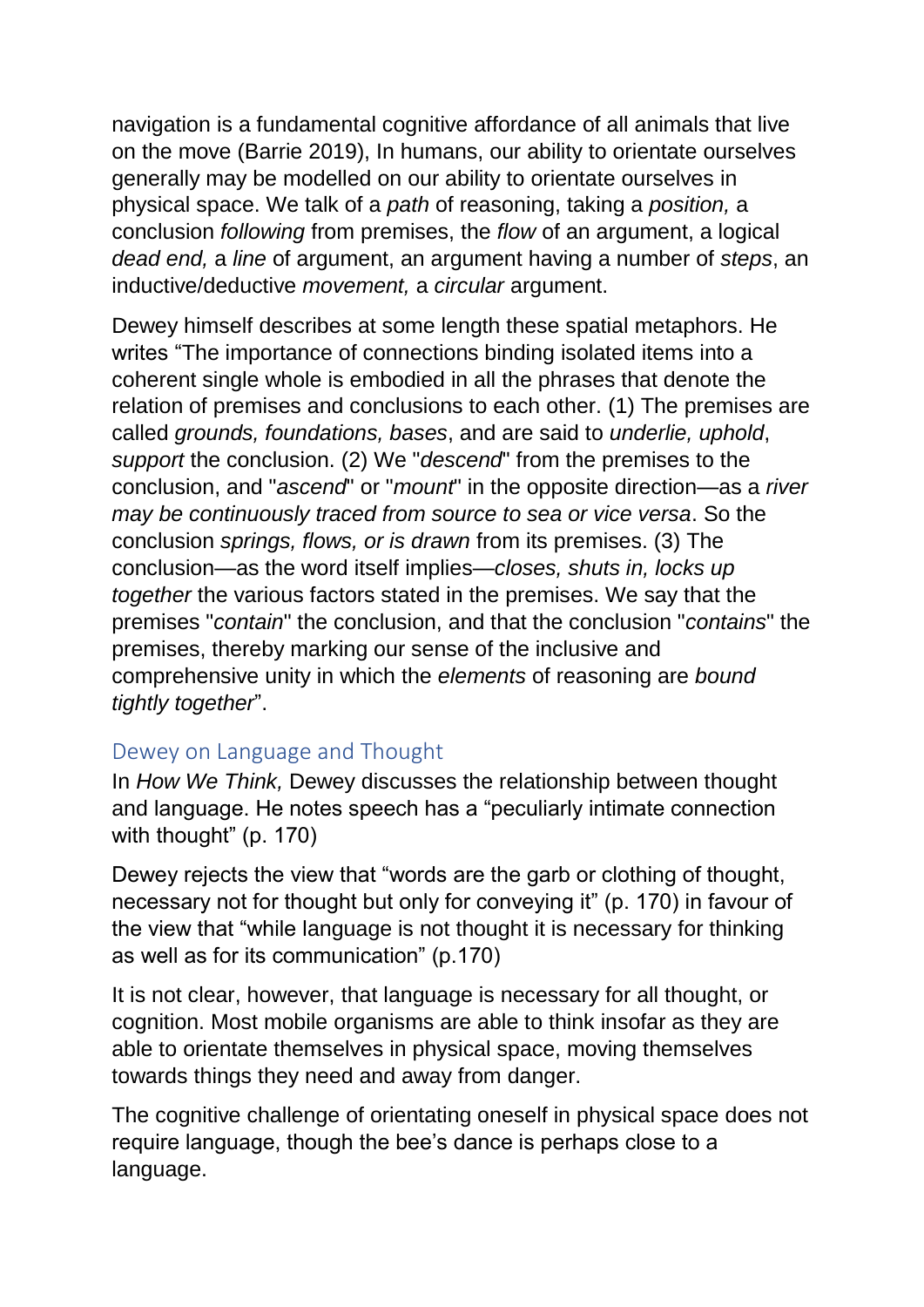navigation is a fundamental cognitive affordance of all animals that live on the move (Barrie 2019), In humans, our ability to orientate ourselves generally may be modelled on our ability to orientate ourselves in physical space. We talk of a *path* of reasoning, taking a *position,* a conclusion *following* from premises, the *flow* of an argument, a logical *dead end,* a *line* of argument, an argument having a number of *steps*, an inductive/deductive *movement,* a *circular* argument.

Dewey himself describes at some length these spatial metaphors. He writes "The importance of connections binding isolated items into a coherent single whole is embodied in all the phrases that denote the relation of premises and conclusions to each other. (1) The premises are called *grounds, foundations, bases*, and are said to *underlie, uphold*, *support* the conclusion. (2) We "*descend*" from the premises to the conclusion, and "*ascend*" or "*mount*" in the opposite direction—as a *river may be continuously traced from source to sea or vice versa*. So the conclusion *springs, flows, or is drawn* from its premises. (3) The conclusion—as the word itself implies—*closes, shuts in, locks up together* the various factors stated in the premises. We say that the premises "*contain*" the conclusion, and that the conclusion "*contains*" the premises, thereby marking our sense of the inclusive and comprehensive unity in which the *elements* of reasoning are *bound tightly together*".

## Dewey on Language and Thought

In *How We Think,* Dewey discusses the relationship between thought and language. He notes speech has a "peculiarly intimate connection with thought" (p. 170)

Dewey rejects the view that "words are the garb or clothing of thought, necessary not for thought but only for conveying it" (p. 170) in favour of the view that "while language is not thought it is necessary for thinking as well as for its communication" (p.170)

It is not clear, however, that language is necessary for all thought, or cognition. Most mobile organisms are able to think insofar as they are able to orientate themselves in physical space, moving themselves towards things they need and away from danger.

The cognitive challenge of orientating oneself in physical space does not require language, though the bee's dance is perhaps close to a language.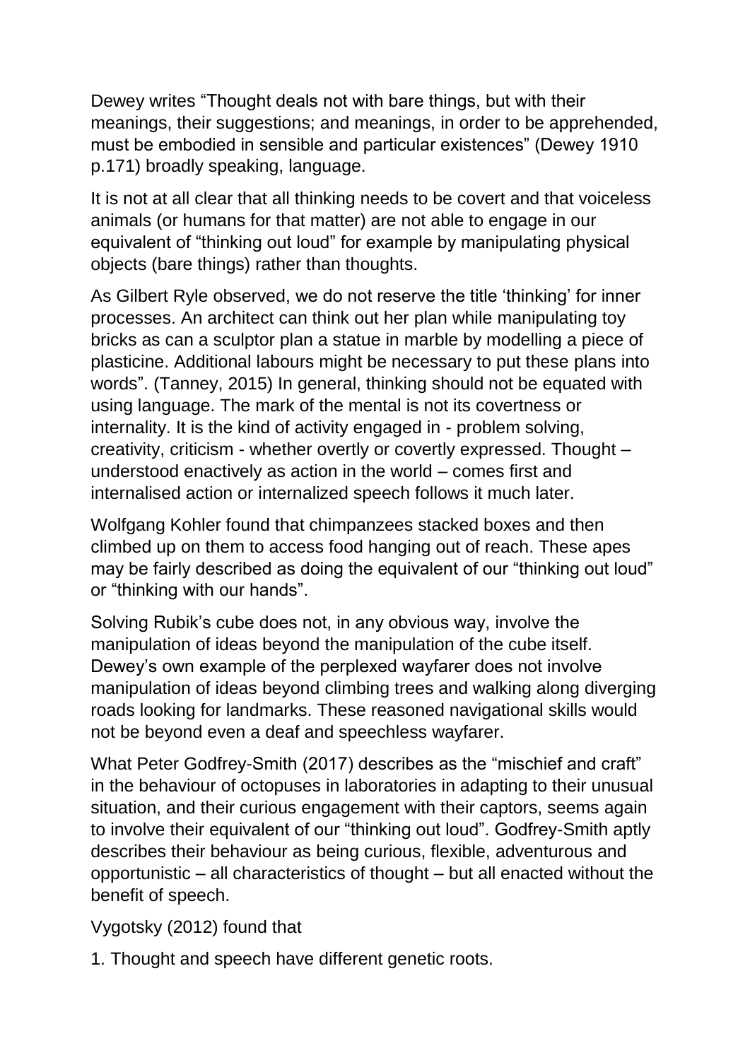Dewey writes “Thought deals not with bare things, but with their meanings, their suggestions; and meanings, in order to be apprehended, must be embodied in sensible and particular existences” (Dewey 1910 p.171) broadly speaking, language.

It is not at all clear that all thinking needs to be covert and that voiceless animals (or humans for that matter) are not able to engage in our equivalent of “thinking out loud” for example by manipulating physical objects (bare things) rather than thoughts.

As Gilbert Ryle observed, we do not reserve the title ‘thinking’ for inner processes. An architect can think out her plan while manipulating toy bricks as can a sculptor plan a statue in marble by modelling a piece of plasticine. Additional labours might be necessary to put these plans into words”. (Tanney, 2015) In general, thinking should not be equated with using language. The mark of the mental is not its covertness or internality. It is the kind of activity engaged in - problem solving, creativity, criticism - whether overtly or covertly expressed. Thought – understood enactively as action in the world – comes first and internalised action or internalized speech follows it much later.

Wolfgang Kohler found that chimpanzees stacked boxes and then climbed up on them to access food hanging out of reach. These apes may be fairly described as doing the equivalent of our “thinking out loud” or “thinking with our hands”.

Solving Rubik’s cube does not, in any obvious way, involve the manipulation of ideas beyond the manipulation of the cube itself. Dewey’s own example of the perplexed wayfarer does not involve manipulation of ideas beyond climbing trees and walking along diverging roads looking for landmarks. These reasoned navigational skills would not be beyond even a deaf and speechless wayfarer.

What Peter Godfrey-Smith (2017) describes as the “mischief and craft” in the behaviour of octopuses in laboratories in adapting to their unusual situation, and their curious engagement with their captors, seems again to involve their equivalent of our “thinking out loud”. Godfrey-Smith aptly describes their behaviour as being curious, flexible, adventurous and opportunistic – all characteristics of thought – but all enacted without the benefit of speech.

Vygotsky (2012) found that

1. Thought and speech have different genetic roots.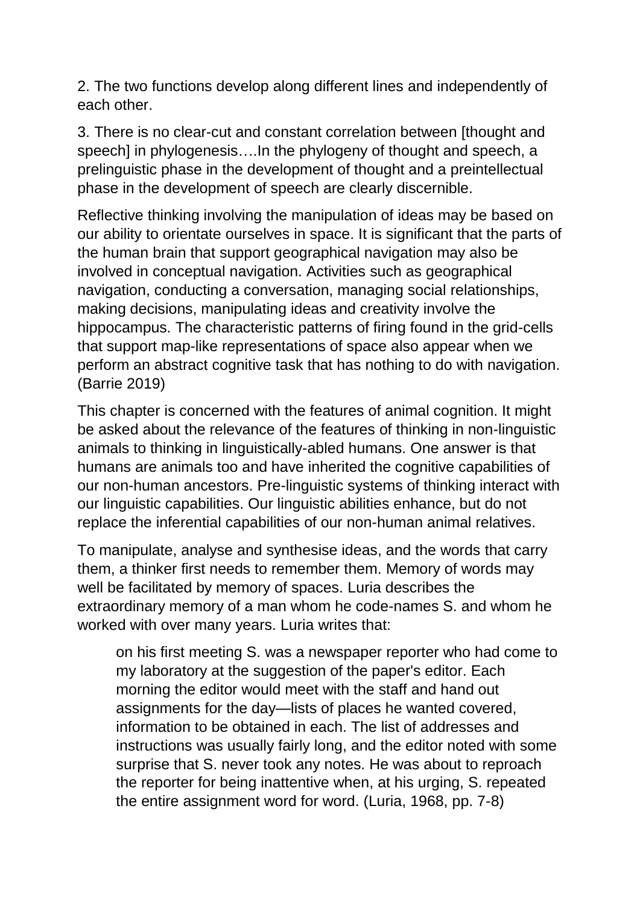2. The two functions develop along different lines and independently of each other.

3. There is no clear-cut and constant correlation between [thought and speech] in phylogenesis….In the phylogeny of thought and speech, a prelinguistic phase in the development of thought and a preintellectual phase in the development of speech are clearly discernible.

Reflective thinking involving the manipulation of ideas may be based on our ability to orientate ourselves in space. It is significant that the parts of the human brain that support geographical navigation may also be involved in conceptual navigation. Activities such as geographical navigation, conducting a conversation, managing social relationships, making decisions, manipulating ideas and creativity involve the hippocampus. The characteristic patterns of firing found in the grid-cells that support map-like representations of space also appear when we perform an abstract cognitive task that has nothing to do with navigation. (Barrie 2019)

This chapter is concerned with the features of animal cognition. It might be asked about the relevance of the features of thinking in non-linguistic animals to thinking in linguistically-abled humans. One answer is that humans are animals too and have inherited the cognitive capabilities of our non-human ancestors. Pre-linguistic systems of thinking interact with our linguistic capabilities. Our linguistic abilities enhance, but do not replace the inferential capabilities of our non-human animal relatives.

To manipulate, analyse and synthesise ideas, and the words that carry them, a thinker first needs to remember them. Memory of words may well be facilitated by memory of spaces. Luria describes the extraordinary memory of a man whom he code-names S. and whom he worked with over many years. Luria writes that:

> on his first meeting S. was a newspaper reporter who had come to my laboratory at the suggestion of the paper's editor. Each morning the editor would meet with the staff and hand out assignments for the day—lists of places he wanted covered, information to be obtained in each. The list of addresses and instructions was usually fairly long, and the editor noted with some surprise that S. never took any notes. He was about to reproach the reporter for being inattentive when, at his urging, S. repeated the entire assignment word for word. (Luria, 1968, pp. 7-8)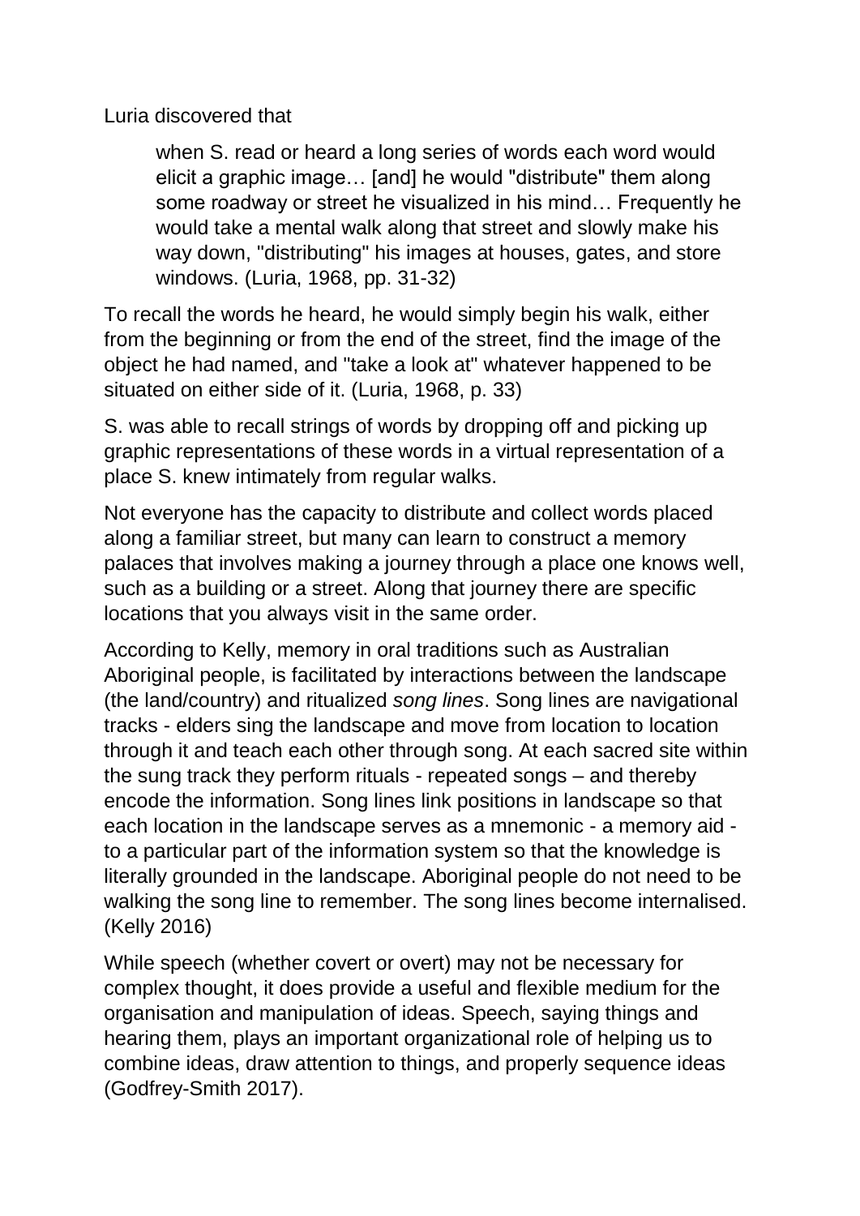Luria discovered that

> when S. read or heard a long series of words each word would elicit a graphic image… [and] he would "distribute" them along some roadway or street he visualized in his mind… Frequently he would take a mental walk along that street and slowly make his way down, "distributing" his images at houses, gates, and store windows. (Luria, 1968, pp. 31-32)

To recall the words he heard, he would simply begin his walk, either from the beginning or from the end of the street, find the image of the object he had named, and "take a look at" whatever happened to be situated on either side of it. (Luria, 1968, p. 33)

S. was able to recall strings of words by dropping off and picking up graphic representations of these words in a virtual representation of a place S. knew intimately from regular walks.

Not everyone has the capacity to distribute and collect words placed along a familiar street, but many can learn to construct a memory palaces that involves making a journey through a place one knows well, such as a building or a street. Along that journey there are specific locations that you always visit in the same order.

According to Kelly, memory in oral traditions such as Australian Aboriginal people, is facilitated by interactions between the landscape (the land/country) and ritualized *song lines*. Song lines are navigational tracks - elders sing the landscape and move from location to location through it and teach each other through song. At each sacred site within the sung track they perform rituals - repeated songs – and thereby encode the information. Song lines link positions in landscape so that each location in the landscape serves as a mnemonic - a memory aid - to a particular part of the information system so that the knowledge is literally grounded in the landscape. Aboriginal people do not need to be walking the song line to remember. The song lines become internalised. (Kelly 2016)

While speech (whether covert or overt) may not be necessary for complex thought, it does provide a useful and flexible medium for the organisation and manipulation of ideas. Speech, saying things and hearing them, plays an important organizational role of helping us to combine ideas, draw attention to things, and properly sequence ideas (Godfrey-Smith 2017).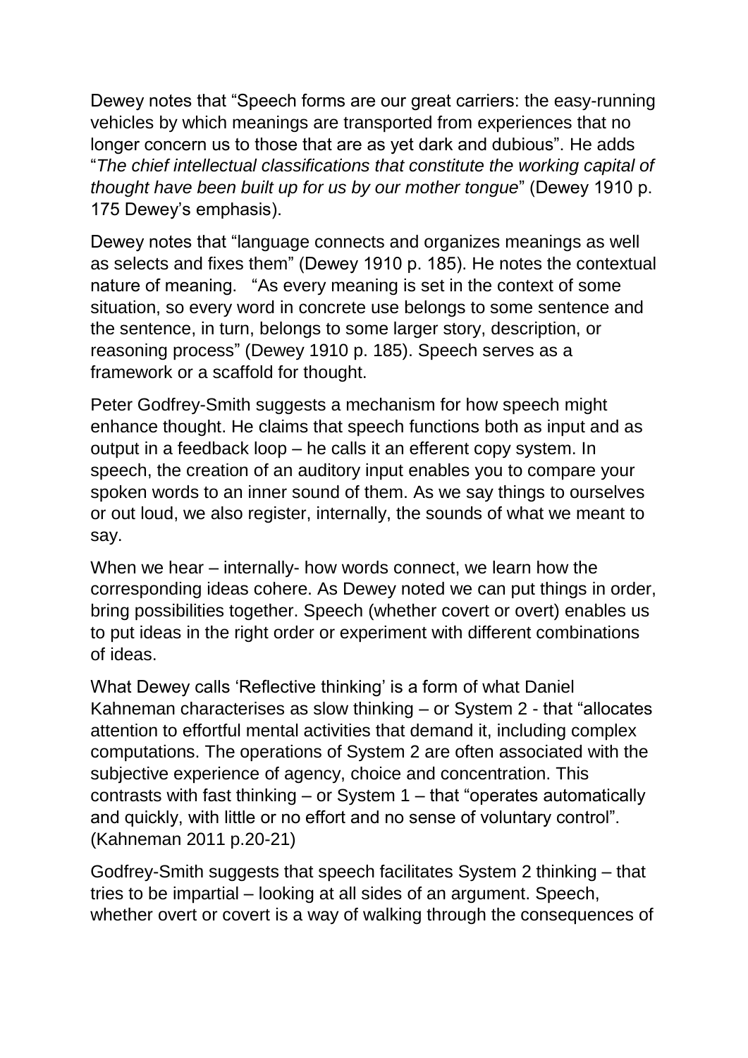Dewey notes that “Speech forms are our great carriers: the easy-running vehicles by which meanings are transported from experiences that no longer concern us to those that are as yet dark and dubious”. He adds “*The chief intellectual classifications that constitute the working capital of thought have been built up for us by our mother tongue*” (Dewey 1910 p. 175 Dewey’s emphasis).

Dewey notes that “language connects and organizes meanings as well as selects and fixes them” (Dewey 1910 p. 185). He notes the contextual nature of meaning. “As every meaning is set in the context of some situation, so every word in concrete use belongs to some sentence and the sentence, in turn, belongs to some larger story, description, or reasoning process” (Dewey 1910 p. 185). Speech serves as a framework or a scaffold for thought.

Peter Godfrey-Smith suggests a mechanism for how speech might enhance thought. He claims that speech functions both as input and as output in a feedback loop – he calls it an efferent copy system. In speech, the creation of an auditory input enables you to compare your spoken words to an inner sound of them. As we say things to ourselves or out loud, we also register, internally, the sounds of what we meant to say.

When we hear – internally- how words connect, we learn how the corresponding ideas cohere. As Dewey noted we can put things in order, bring possibilities together. Speech (whether covert or overt) enables us to put ideas in the right order or experiment with different combinations of ideas.

What Dewey calls ‘Reflective thinking’ is a form of what Daniel Kahneman characterises as slow thinking – or System 2 - that “allocates attention to effortful mental activities that demand it, including complex computations. The operations of System 2 are often associated with the subjective experience of agency, choice and concentration. This contrasts with fast thinking – or System 1 – that “operates automatically and quickly, with little or no effort and no sense of voluntary control”. (Kahneman 2011 p.20-21)

Godfrey-Smith suggests that speech facilitates System 2 thinking – that tries to be impartial – looking at all sides of an argument. Speech, whether overt or covert is a way of walking through the consequences of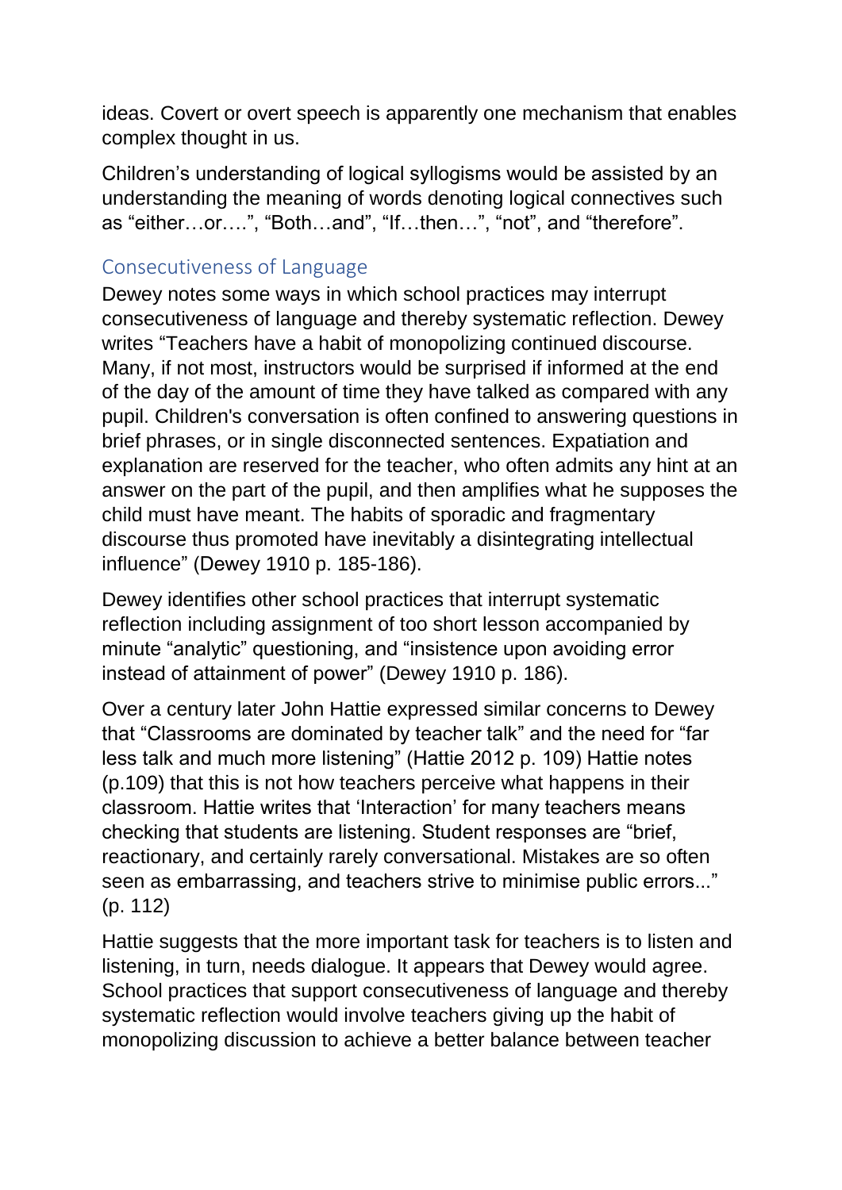ideas. Covert or overt speech is apparently one mechanism that enables complex thought in us.

Children's understanding of logical syllogisms would be assisted by an understanding the meaning of words denoting logical connectives such as "either…or….", "Both…and", "If…then…", "not", and "therefore".

## Consecutiveness of Language

Dewey notes some ways in which school practices may interrupt consecutiveness of language and thereby systematic reflection. Dewey writes "Teachers have a habit of monopolizing continued discourse. Many, if not most, instructors would be surprised if informed at the end of the day of the amount of time they have talked as compared with any pupil. Children's conversation is often confined to answering questions in brief phrases, or in single disconnected sentences. Expatiation and explanation are reserved for the teacher, who often admits any hint at an answer on the part of the pupil, and then amplifies what he supposes the child must have meant. The habits of sporadic and fragmentary discourse thus promoted have inevitably a disintegrating intellectual influence" (Dewey 1910 p. 185-186).

Dewey identifies other school practices that interrupt systematic reflection including assignment of too short lesson accompanied by minute "analytic" questioning, and "insistence upon avoiding error instead of attainment of power" (Dewey 1910 p. 186).

Over a century later John Hattie expressed similar concerns to Dewey that "Classrooms are dominated by teacher talk" and the need for "far less talk and much more listening" (Hattie 2012 p. 109) Hattie notes (p.109) that this is not how teachers perceive what happens in their classroom. Hattie writes that 'Interaction' for many teachers means checking that students are listening. Student responses are "brief, reactionary, and certainly rarely conversational. Mistakes are so often seen as embarrassing, and teachers strive to minimise public errors..." (p. 112)

Hattie suggests that the more important task for teachers is to listen and listening, in turn, needs dialogue. It appears that Dewey would agree. School practices that support consecutiveness of language and thereby systematic reflection would involve teachers giving up the habit of monopolizing discussion to achieve a better balance between teacher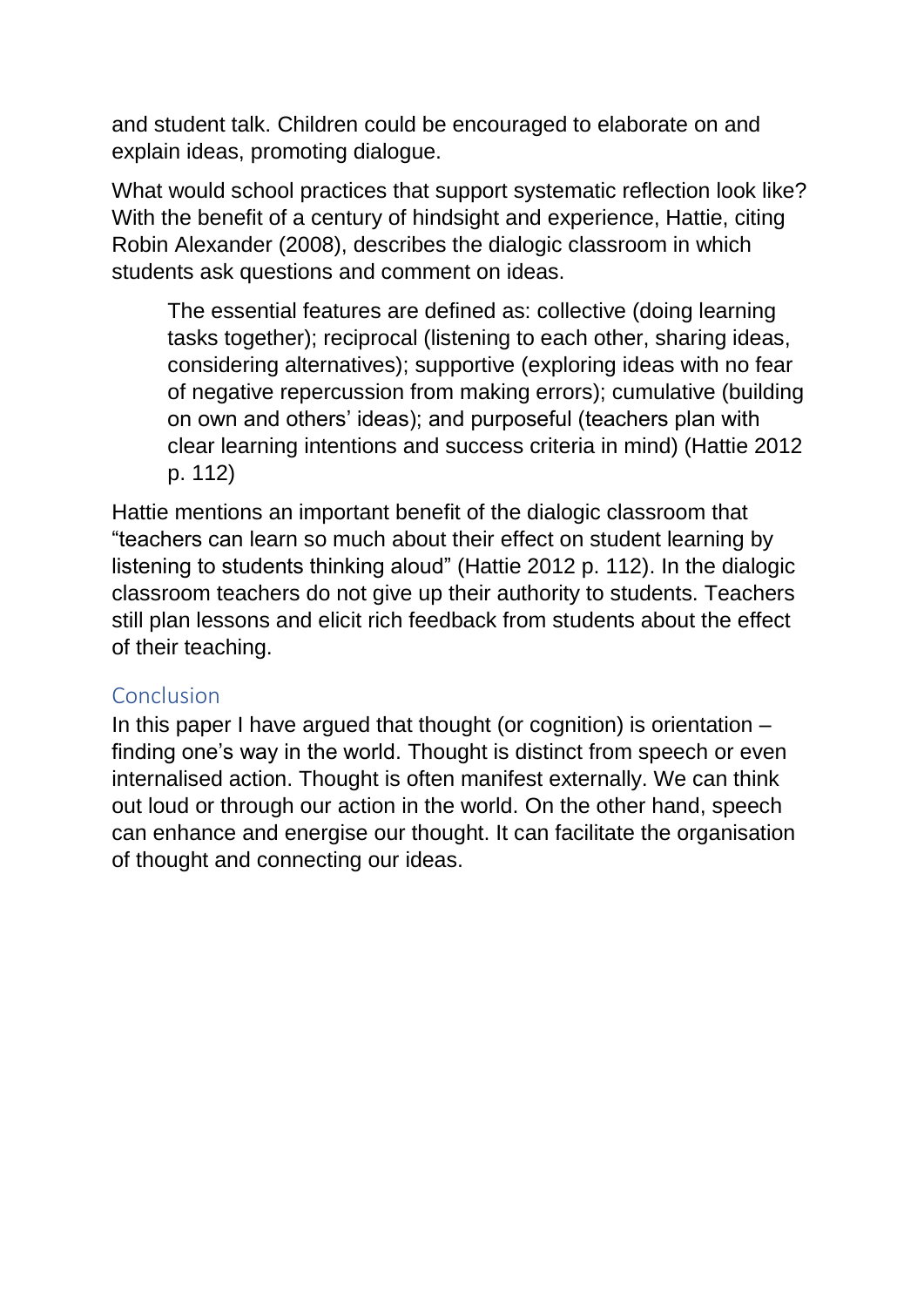and student talk. Children could be encouraged to elaborate on and explain ideas, promoting dialogue.

What would school practices that support systematic reflection look like? With the benefit of a century of hindsight and experience, Hattie, citing Robin Alexander (2008), describes the dialogic classroom in which students ask questions and comment on ideas.

> The essential features are defined as: collective (doing learning tasks together); reciprocal (listening to each other, sharing ideas, considering alternatives); supportive (exploring ideas with no fear of negative repercussion from making errors); cumulative (building on own and others' ideas); and purposeful (teachers plan with clear learning intentions and success criteria in mind) (Hattie 2012 p. 112)

Hattie mentions an important benefit of the dialogic classroom that "teachers can learn so much about their effect on student learning by listening to students thinking aloud" (Hattie 2012 p. 112). In the dialogic classroom teachers do not give up their authority to students. Teachers still plan lessons and elicit rich feedback from students about the effect of their teaching.

## Conclusion

In this paper I have argued that thought (or cognition) is orientation – finding one's way in the world. Thought is distinct from speech or even internalised action. Thought is often manifest externally. We can think out loud or through our action in the world. On the other hand, speech can enhance and energise our thought. It can facilitate the organisation of thought and connecting our ideas.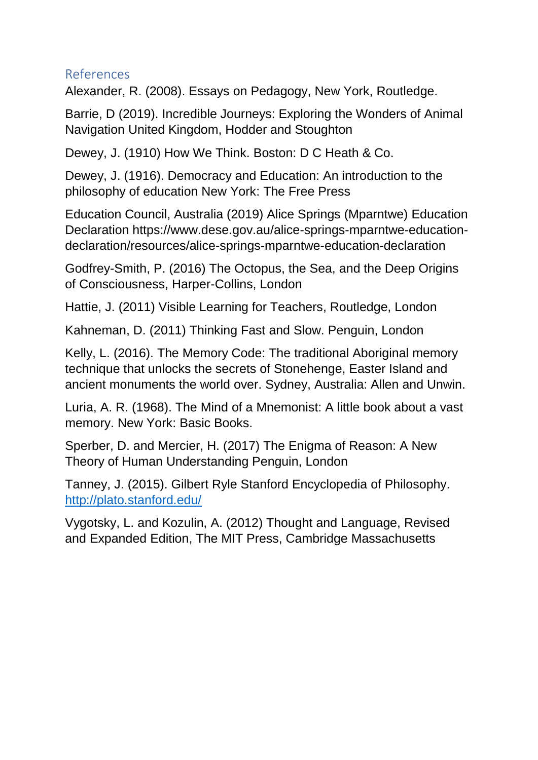## References

Alexander, R. (2008). Essays on Pedagogy, New York, Routledge.

Barrie, D (2019). Incredible Journeys: Exploring the Wonders of Animal Navigation United Kingdom, Hodder and Stoughton

Dewey, J. (1910) How We Think. Boston: D C Heath & Co.

Dewey, J. (1916). Democracy and Education: An introduction to the philosophy of education New York: The Free Press

Education Council, Australia (2019) Alice Springs (Mparntwe) Education Declaration https://www.dese.gov.au/alice-springs-mparntwe-education-declaration/resources/alice-springs-mparntwe-education-declaration

Godfrey-Smith, P. (2016) The Octopus, the Sea, and the Deep Origins of Consciousness, Harper-Collins, London

Hattie, J. (2011) Visible Learning for Teachers, Routledge, London

Kahneman, D. (2011) Thinking Fast and Slow. Penguin, London

Kelly, L. (2016). The Memory Code: The traditional Aboriginal memory technique that unlocks the secrets of Stonehenge, Easter Island and ancient monuments the world over. Sydney, Australia: Allen and Unwin.

Luria, A. R. (1968). The Mind of a Mnemonist: A little book about a vast memory. New York: Basic Books.

Sperber, D. and Mercier, H. (2017) The Enigma of Reason: A New Theory of Human Understanding Penguin, London

Tanney, J. (2015). Gilbert Ryle Stanford Encyclopedia of Philosophy. [http://plato.stanford.edu/](http://plato.stanford.edu/)

Vygotsky, L. and Kozulin, A. (2012) Thought and Language, Revised and Expanded Edition, The MIT Press, Cambridge Massachusetts